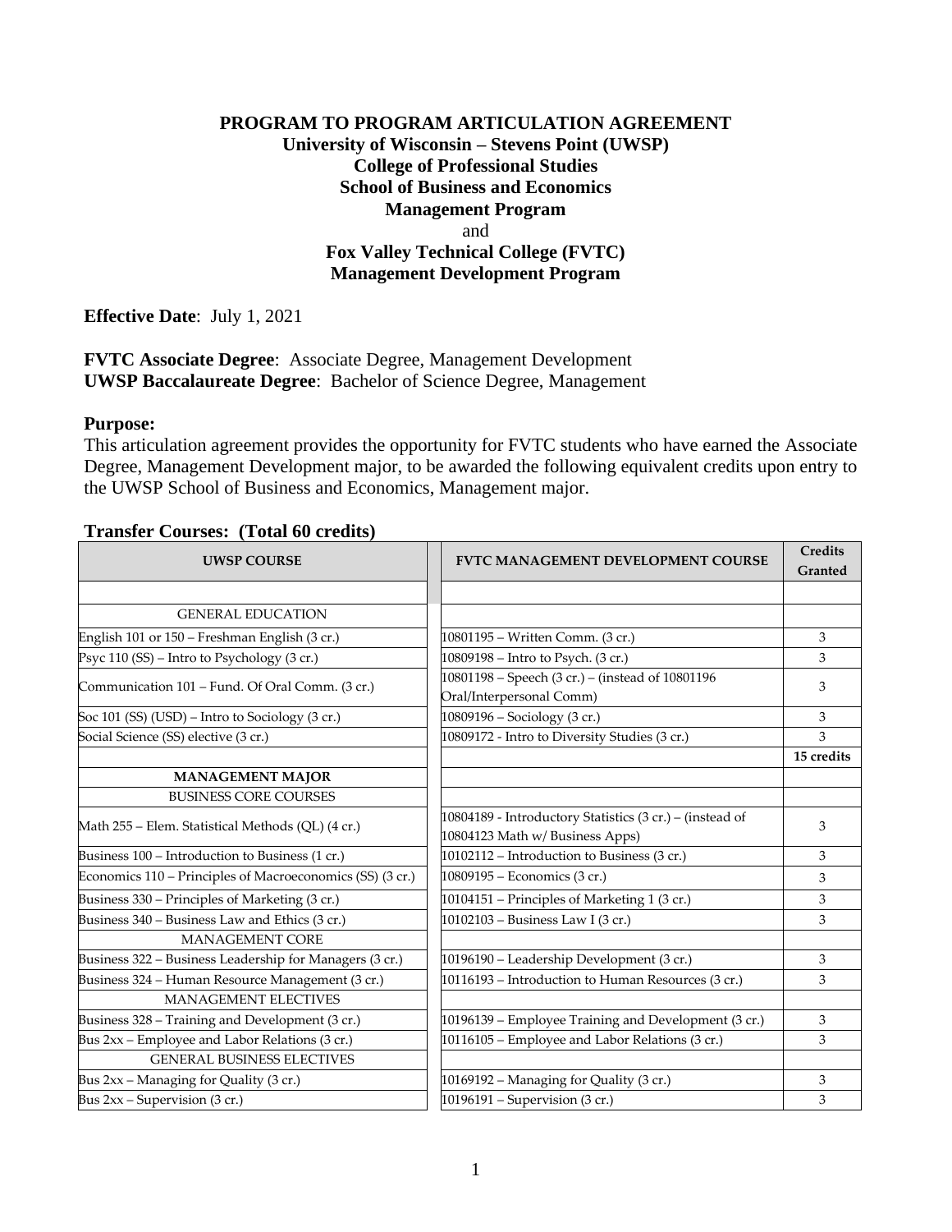**PROGRAM TO PROGRAM ARTICULATION AGREEMENT**
**University of Wisconsin – Stevens Point (UWSP)**
**College of Professional Studies**
**School of Business and Economics**
**Management Program**
and
**Fox Valley Technical College (FVTC)**
**Management Development Program**

**Effective Date**: July 1, 2021

**FVTC Associate Degree**: Associate Degree, Management Development
**UWSP Baccalaureate Degree**: Bachelor of Science Degree, Management

**Purpose:**
This articulation agreement provides the opportunity for FVTC students who have earned the Associate Degree, Management Development major, to be awarded the following equivalent credits upon entry to the UWSP School of Business and Economics, Management major.

**Transfer Courses: (Total 60 credits)**

| UWSP COURSE | FVTC MANAGEMENT DEVELOPMENT COURSE | Credits Granted |
|---|---|---|
| | | |
| GENERAL EDUCATION | | |
| English 101 or 150 – Freshman English (3 cr.) | 10801195 – Written Comm. (3 cr.) | 3 |
| Psyc 110 (SS) – Intro to Psychology (3 cr.) | 10809198 – Intro to Psych. (3 cr.) | 3 |
| Communication 101 – Fund. Of Oral Comm. (3 cr.) | 10801198 – Speech (3 cr.) – (instead of 10801196 Oral/Interpersonal Comm) | 3 |
| Soc 101 (SS) (USD) – Intro to Sociology (3 cr.) | 10809196 – Sociology (3 cr.) | 3 |
| Social Science (SS) elective (3 cr.) | 10809172 - Intro to Diversity Studies (3 cr.) | 3 |
| | | **15 credits** |
| **MANAGEMENT MAJOR** | | |
| BUSINESS CORE COURSES | | |
| Math 255 – Elem. Statistical Methods (QL) (4 cr.) | 10804189 - Introductory Statistics (3 cr.) – (instead of 10804123 Math w/ Business Apps) | 3 |
| Business 100 – Introduction to Business (1 cr.) | 10102112 – Introduction to Business (3 cr.) | 3 |
| Economics 110 – Principles of Macroeconomics (SS) (3 cr.) | 10809195 – Economics (3 cr.) | 3 |
| Business 330 – Principles of Marketing (3 cr.) | 10104151 – Principles of Marketing 1 (3 cr.) | 3 |
| Business 340 – Business Law and Ethics (3 cr.) | 10102103 – Business Law I (3 cr.) | 3 |
| MANAGEMENT CORE | | |
| Business 322 – Business Leadership for Managers (3 cr.) | 10196190 – Leadership Development (3 cr.) | 3 |
| Business 324 – Human Resource Management (3 cr.) | 10116193 – Introduction to Human Resources (3 cr.) | 3 |
| MANAGEMENT ELECTIVES | | |
| Business 328 – Training and Development (3 cr.) | 10196139 – Employee Training and Development (3 cr.) | 3 |
| Bus 2xx – Employee and Labor Relations (3 cr.) | 10116105 – Employee and Labor Relations (3 cr.) | 3 |
| GENERAL BUSINESS ELECTIVES | | |
| Bus 2xx – Managing for Quality (3 cr.) | 10169192 – Managing for Quality (3 cr.) | 3 |
| Bus 2xx – Supervision (3 cr.) | 10196191 – Supervision (3 cr.) | 3 |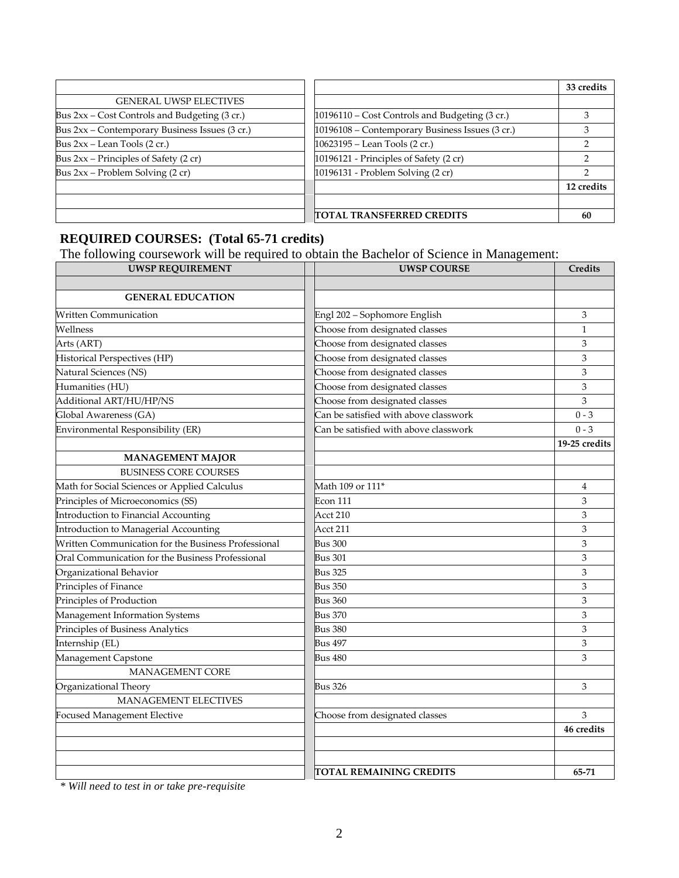| | | 33 credits |
|---|---|---|
| GENERAL UWSP ELECTIVES | | |
| Bus 2xx – Cost Controls and Budgeting (3 cr.) | 10196110 – Cost Controls and Budgeting (3 cr.) | 3 |
| Bus 2xx – Contemporary Business Issues (3 cr.) | 10196108 – Contemporary Business Issues (3 cr.) | 3 |
| Bus 2xx – Lean Tools (2 cr.) | 10623195 – Lean Tools (2 cr.) | 2 |
| Bus 2xx – Principles of Safety (2 cr) | 10196121 - Principles of Safety (2 cr) | 2 |
| Bus 2xx – Problem Solving (2 cr) | 10196131 - Problem Solving (2 cr) | 2 |
| | | 12 credits |
| | | |
| | TOTAL TRANSFERRED CREDITS | 60 |

## REQUIRED COURSES: (Total 65-71 credits)

The following coursework will be required to obtain the Bachelor of Science in Management:

| UWSP REQUIREMENT | UWSP COURSE | Credits |
|---|---|---|
| | | |
| **GENERAL EDUCATION** | | |
| Written Communication | Engl 202 – Sophomore English | 3 |
| Wellness | Choose from designated classes | 1 |
| Arts (ART) | Choose from designated classes | 3 |
| Historical Perspectives (HP) | Choose from designated classes | 3 |
| Natural Sciences (NS) | Choose from designated classes | 3 |
| Humanities (HU) | Choose from designated classes | 3 |
| Additional ART/HU/HP/NS | Choose from designated classes | 3 |
| Global Awareness (GA) | Can be satisfied with above classwork | 0 - 3 |
| Environmental Responsibility (ER) | Can be satisfied with above classwork | 0 - 3 |
| | | 19-25 credits |
| **MANAGEMENT MAJOR** | | |
| BUSINESS CORE COURSES | | |
| Math for Social Sciences or Applied Calculus | Math 109 or 111* | 4 |
| Principles of Microeconomics (SS) | Econ 111 | 3 |
| Introduction to Financial Accounting | Acct 210 | 3 |
| Introduction to Managerial Accounting | Acct 211 | 3 |
| Written Communication for the Business Professional | Bus 300 | 3 |
| Oral Communication for the Business Professional | Bus 301 | 3 |
| Organizational Behavior | Bus 325 | 3 |
| Principles of Finance | Bus 350 | 3 |
| Principles of Production | Bus 360 | 3 |
| Management Information Systems | Bus 370 | 3 |
| Principles of Business Analytics | Bus 380 | 3 |
| Internship (EL) | Bus 497 | 3 |
| Management Capstone | Bus 480 | 3 |
| MANAGEMENT CORE | | |
| Organizational Theory | Bus 326 | 3 |
| MANAGEMENT ELECTIVES | | |
| Focused Management Elective | Choose from designated classes | 3 |
| | | 46 credits |
| | | |
| | | |
| | TOTAL REMAINING CREDITS | 65-71 |

*\* Will need to test in or take pre-requisite*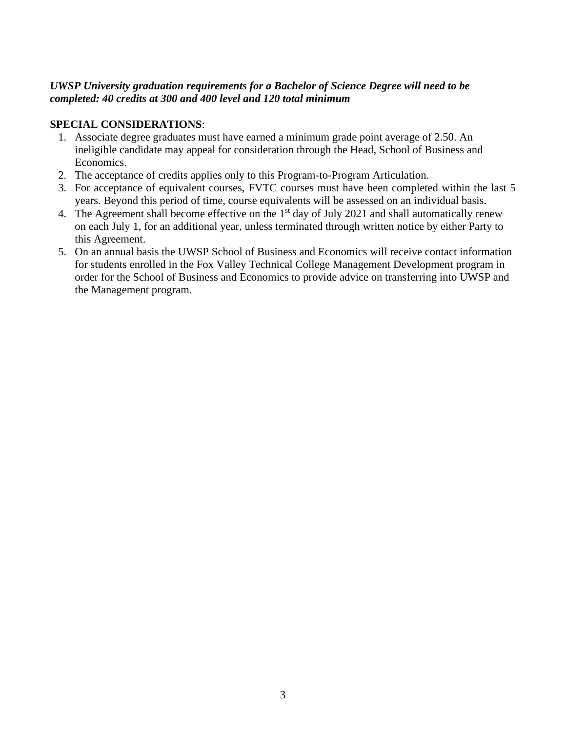***UWSP University graduation requirements for a Bachelor of Science Degree will need to be completed: 40 credits at 300 and 400 level and 120 total minimum***

**SPECIAL CONSIDERATIONS**:

1. Associate degree graduates must have earned a minimum grade point average of 2.50. An ineligible candidate may appeal for consideration through the Head, School of Business and Economics.
2. The acceptance of credits applies only to this Program-to-Program Articulation.
3. For acceptance of equivalent courses, FVTC courses must have been completed within the last 5 years. Beyond this period of time, course equivalents will be assessed on an individual basis.
4. The Agreement shall become effective on the 1st day of July 2021 and shall automatically renew on each July 1, for an additional year, unless terminated through written notice by either Party to this Agreement.
5. On an annual basis the UWSP School of Business and Economics will receive contact information for students enrolled in the Fox Valley Technical College Management Development program in order for the School of Business and Economics to provide advice on transferring into UWSP and the Management program.